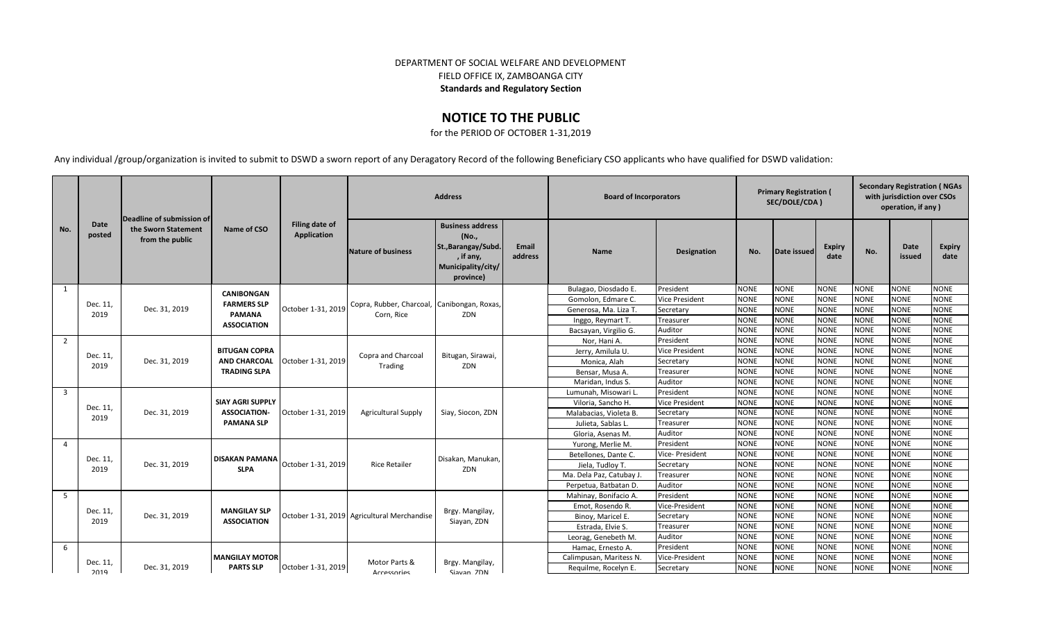DEPARTMENT OF SOCIAL WELFARE AND DEVELOPMENT
FIELD OFFICE IX, ZAMBOANGA CITY
**Standards and Regulatory Section**

# NOTICE TO THE PUBLIC

for the PERIOD OF OCTOBER 1-31,2019

Any individual /group/organization is invited to submit to DSWD a sworn report of any Deragatory Record of the following Beneficiary CSO applicants who have qualified for DSWD validation:

| No. | Date posted | Deadline of submission of the Sworn Statement from the public | Name of CSO | Filing date of Application | Address | | | Board of Incorporators | | Primary Registration ( SEC/DOLE/CDA ) | | | Secondary Registration ( NGAs with jurisdiction over CSOs operation, if any ) | | |
|---|---|---|---|---|---|---|---|---|---|---|---|---|---|---|---|
| | | | | | Nature of business | Business address (No., St.,Barangay/Subd. , if any, Municipality/city/ province) | Email address | Name | Designation | No. | Date issued | Expiry date | No. | Date issued | Expiry date |
| 1 | Dec. 11, 2019 | Dec. 31, 2019 | CANIBONGAN FARMERS SLP PAMANA ASSOCIATION | October 1-31, 2019 | Copra, Rubber, Charcoal, Corn, Rice | Canibongan, Roxas, ZDN | | Bulagao, Diosdado E. | President | NONE | NONE | NONE | NONE | NONE | NONE |
| | | | | | | | | Gomolon, Edmare C. | Vice President | NONE | NONE | NONE | NONE | NONE | NONE |
| | | | | | | | | Generosa, Ma. Liza T. | Secretary | NONE | NONE | NONE | NONE | NONE | NONE |
| | | | | | | | | Inggo, Reymart T. | Treasurer | NONE | NONE | NONE | NONE | NONE | NONE |
| | | | | | | | | Bacsayan, Virgilio G. | Auditor | NONE | NONE | NONE | NONE | NONE | NONE |
| 2 | Dec. 11, 2019 | Dec. 31, 2019 | BITUGAN COPRA AND CHARCOAL TRADING SLPA | October 1-31, 2019 | Copra and Charcoal Trading | Bitugan, Sirawai, ZDN | | Nor, Hani A. | President | NONE | NONE | NONE | NONE | NONE | NONE |
| | | | | | | | | Jerry, Amilula U. | Vice President | NONE | NONE | NONE | NONE | NONE | NONE |
| | | | | | | | | Monica, Alah | Secretary | NONE | NONE | NONE | NONE | NONE | NONE |
| | | | | | | | | Bensar, Musa A. | Treasurer | NONE | NONE | NONE | NONE | NONE | NONE |
| | | | | | | | | Maridan, Indus S. | Auditor | NONE | NONE | NONE | NONE | NONE | NONE |
| 3 | Dec. 11, 2019 | Dec. 31, 2019 | SIAY AGRI SUPPLY ASSOCIATION-PAMANA SLP | October 1-31, 2019 | Agricultural Supply | Siay, Siocon, ZDN | | Lumunah, Misowari L. | President | NONE | NONE | NONE | NONE | NONE | NONE |
| | | | | | | | | Viloria, Sancho H. | Vice President | NONE | NONE | NONE | NONE | NONE | NONE |
| | | | | | | | | Malabacias, Violeta B. | Secretary | NONE | NONE | NONE | NONE | NONE | NONE |
| | | | | | | | | Julieta, Sablas L. | Treasurer | NONE | NONE | NONE | NONE | NONE | NONE |
| | | | | | | | | Gloria, Asenas M. | Auditor | NONE | NONE | NONE | NONE | NONE | NONE |
| 4 | Dec. 11, 2019 | Dec. 31, 2019 | DISAKAN PAMANA SLPA | October 1-31, 2019 | Rice Retailer | Disakan, Manukan, ZDN | | Yurong, Merlie M. | President | NONE | NONE | NONE | NONE | NONE | NONE |
| | | | | | | | | Betellones, Dante C. | Vice- President | NONE | NONE | NONE | NONE | NONE | NONE |
| | | | | | | | | Jiela, Tudloy T. | Secretary | NONE | NONE | NONE | NONE | NONE | NONE |
| | | | | | | | | Ma. Dela Paz, Catubay J. | Treasurer | NONE | NONE | NONE | NONE | NONE | NONE |
| | | | | | | | | Perpetua, Batbatan D. | Auditor | NONE | NONE | NONE | NONE | NONE | NONE |
| 5 | Dec. 11, 2019 | Dec. 31, 2019 | MANGILAY SLP ASSOCIATION | October 1-31, 2019 | Agricultural Merchandise | Brgy. Mangilay, Siayan, ZDN | | Mahinay, Bonifacio A. | President | NONE | NONE | NONE | NONE | NONE | NONE |
| | | | | | | | | Emot, Rosendo R. | Vice-President | NONE | NONE | NONE | NONE | NONE | NONE |
| | | | | | | | | Binoy, Maricel E. | Secretary | NONE | NONE | NONE | NONE | NONE | NONE |
| | | | | | | | | Estrada, Elvie S. | Treasurer | NONE | NONE | NONE | NONE | NONE | NONE |
| | | | | | | | | Leorag, Genebeth M. | Auditor | NONE | NONE | NONE | NONE | NONE | NONE |
| 6 | Dec. 11, 2019 | Dec. 31, 2019 | MANGILAY MOTOR PARTS SLP | October 1-31, 2019 | Motor Parts & Accessories | Brgy. Mangilay, Siayan, ZDN | | Hamac, Ernesto A. | President | NONE | NONE | NONE | NONE | NONE | NONE |
| | | | | | | | | Calimpusan, Maritess N. | Vice-President | NONE | NONE | NONE | NONE | NONE | NONE |
| | | | | | | | | Requilme, Rocelyn E. | Secretary | NONE | NONE | NONE | NONE | NONE | NONE |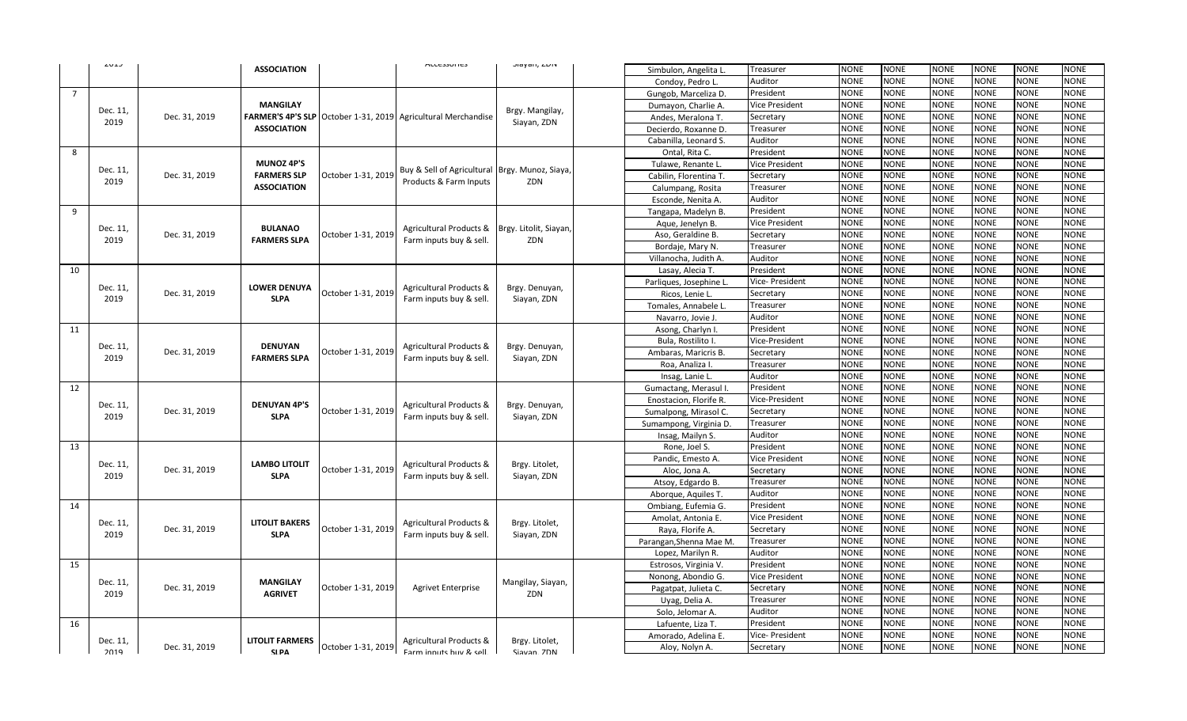| | 2019 | | ASSOCIATION | | Accessories | Siayan, ZDN | | Simbulon, Angelita L. | Treasurer | NONE | NONE | NONE | NONE | NONE | NONE |
|---|---|---|---|---|---|---|---|---|---|---|---|---|---|---|---|
| | | | | | | | | Condoy, Pedro L. | Auditor | NONE | NONE | NONE | NONE | NONE | NONE |
| 7 | Dec. 11, 2019 | Dec. 31, 2019 | **MANGILAY FARMER'S 4P'S SLP ASSOCIATION** | October 1-31, 2019 | Agricultural Merchandise | Brgy. Mangilay, Siayan, ZDN | | Gungob, Marceliza D. | President | NONE | NONE | NONE | NONE | NONE | NONE |
| | | | | | | | | Dumayon, Charlie A. | Vice President | NONE | NONE | NONE | NONE | NONE | NONE |
| | | | | | | | | Andes, Meralona T. | Secretary | NONE | NONE | NONE | NONE | NONE | NONE |
| | | | | | | | | Decierdo, Roxanne D. | Treasurer | NONE | NONE | NONE | NONE | NONE | NONE |
| | | | | | | | | Cabanilla, Leonard S. | Auditor | NONE | NONE | NONE | NONE | NONE | NONE |
| 8 | Dec. 11, 2019 | Dec. 31, 2019 | **MUNOZ 4P'S FARMERS SLP ASSOCIATION** | October 1-31, 2019 | Buy & Sell of Agricultural Products & Farm Inputs | Brgy. Munoz, Siaya, ZDN | | Ontal, Rita C. | President | NONE | NONE | NONE | NONE | NONE | NONE |
| | | | | | | | | Tulawe, Renante L. | Vice President | NONE | NONE | NONE | NONE | NONE | NONE |
| | | | | | | | | Cabilin, Florentina T. | Secretary | NONE | NONE | NONE | NONE | NONE | NONE |
| | | | | | | | | Calumpang, Rosita | Treasurer | NONE | NONE | NONE | NONE | NONE | NONE |
| | | | | | | | | Esconde, Nenita A. | Auditor | NONE | NONE | NONE | NONE | NONE | NONE |
| 9 | Dec. 11, 2019 | Dec. 31, 2019 | **BULANAO FARMERS SLPA** | October 1-31, 2019 | Agricultural Products & Farm inputs buy & sell. | Brgy. Litolit, Siayan, ZDN | | Tangapa, Madelyn B. | President | NONE | NONE | NONE | NONE | NONE | NONE |
| | | | | | | | | Aque, Jenelyn B. | Vice President | NONE | NONE | NONE | NONE | NONE | NONE |
| | | | | | | | | Aso, Geraldine B. | Secretary | NONE | NONE | NONE | NONE | NONE | NONE |
| | | | | | | | | Bordaje, Mary N. | Treasurer | NONE | NONE | NONE | NONE | NONE | NONE |
| | | | | | | | | Villanocha, Judith A. | Auditor | NONE | NONE | NONE | NONE | NONE | NONE |
| 10 | Dec. 11, 2019 | Dec. 31, 2019 | **LOWER DENUYA SLPA** | October 1-31, 2019 | Agricultural Products & Farm inputs buy & sell. | Brgy. Denuyan, Siayan, ZDN | | Lasay, Alecia T. | President | NONE | NONE | NONE | NONE | NONE | NONE |
| | | | | | | | | Parliques, Josephine L. | Vice- President | NONE | NONE | NONE | NONE | NONE | NONE |
| | | | | | | | | Ricos, Lenie L. | Secretary | NONE | NONE | NONE | NONE | NONE | NONE |
| | | | | | | | | Tomales, Annabele L. | Treasurer | NONE | NONE | NONE | NONE | NONE | NONE |
| | | | | | | | | Navarro, Jovie J. | Auditor | NONE | NONE | NONE | NONE | NONE | NONE |
| 11 | Dec. 11, 2019 | Dec. 31, 2019 | **DENUYAN FARMERS SLPA** | October 1-31, 2019 | Agricultural Products & Farm inputs buy & sell. | Brgy. Denuyan, Siayan, ZDN | | Asong, Charlyn I. | President | NONE | NONE | NONE | NONE | NONE | NONE |
| | | | | | | | | Bula, Rostilito I. | Vice-President | NONE | NONE | NONE | NONE | NONE | NONE |
| | | | | | | | | Ambaras, Maricris B. | Secretary | NONE | NONE | NONE | NONE | NONE | NONE |
| | | | | | | | | Roa, Analiza I. | Treasurer | NONE | NONE | NONE | NONE | NONE | NONE |
| | | | | | | | | Insag, Lanie L. | Auditor | NONE | NONE | NONE | NONE | NONE | NONE |
| 12 | Dec. 11, 2019 | Dec. 31, 2019 | **DENUYAN 4P'S SLPA** | October 1-31, 2019 | Agricultural Products & Farm inputs buy & sell. | Brgy. Denuyan, Siayan, ZDN | | Gumactang, Merasul I. | President | NONE | NONE | NONE | NONE | NONE | NONE |
| | | | | | | | | Enostacion, Florife R. | Vice-President | NONE | NONE | NONE | NONE | NONE | NONE |
| | | | | | | | | Sumalpong, Mirasol C. | Secretary | NONE | NONE | NONE | NONE | NONE | NONE |
| | | | | | | | | Sumampong, Virginia D. | Treasurer | NONE | NONE | NONE | NONE | NONE | NONE |
| | | | | | | | | Insag, Mailyn S. | Auditor | NONE | NONE | NONE | NONE | NONE | NONE |
| 13 | Dec. 11, 2019 | Dec. 31, 2019 | **LAMBO LITOLIT SLPA** | October 1-31, 2019 | Agricultural Products & Farm inputs buy & sell. | Brgy. Litolet, Siayan, ZDN | | Rone, Joel S. | President | NONE | NONE | NONE | NONE | NONE | NONE |
| | | | | | | | | Pandic, Emesto A. | Vice President | NONE | NONE | NONE | NONE | NONE | NONE |
| | | | | | | | | Aloc, Jona A. | Secretary | NONE | NONE | NONE | NONE | NONE | NONE |
| | | | | | | | | Atsoy, Edgardo B. | Treasurer | NONE | NONE | NONE | NONE | NONE | NONE |
| | | | | | | | | Aborque, Aquiles T. | Auditor | NONE | NONE | NONE | NONE | NONE | NONE |
| 14 | Dec. 11, 2019 | Dec. 31, 2019 | **LITOLIT BAKERS SLPA** | October 1-31, 2019 | Agricultural Products & Farm inputs buy & sell. | Brgy. Litolet, Siayan, ZDN | | Ombiang, Eufemia G. | President | NONE | NONE | NONE | NONE | NONE | NONE |
| | | | | | | | | Amolat, Antonia E. | Vice President | NONE | NONE | NONE | NONE | NONE | NONE |
| | | | | | | | | Raya, Florife A. | Secretary | NONE | NONE | NONE | NONE | NONE | NONE |
| | | | | | | | | Parangan,Shenna Mae M. | Treasurer | NONE | NONE | NONE | NONE | NONE | NONE |
| | | | | | | | | Lopez, Marilyn R. | Auditor | NONE | NONE | NONE | NONE | NONE | NONE |
| 15 | Dec. 11, 2019 | Dec. 31, 2019 | **MANGILAY AGRIVET** | October 1-31, 2019 | Agrivet Enterprise | Mangilay, Siayan, ZDN | | Estrosos, Virginia V. | President | NONE | NONE | NONE | NONE | NONE | NONE |
| | | | | | | | | Nonong, Abondio G. | Vice President | NONE | NONE | NONE | NONE | NONE | NONE |
| | | | | | | | | Pagatpat, Julieta C. | Secretary | NONE | NONE | NONE | NONE | NONE | NONE |
| | | | | | | | | Uyag, Delia A. | Treasurer | NONE | NONE | NONE | NONE | NONE | NONE |
| | | | | | | | | Solo, Jelomar A. | Auditor | NONE | NONE | NONE | NONE | NONE | NONE |
| 16 | Dec. 11, 2019 | Dec. 31, 2019 | **LITOLIT FARMERS SLPA** | October 1-31, 2019 | Agricultural Products & Farm inputs buy & sell. | Brgy. Litolet, Siayan, ZDN | | Lafuente, Liza T. | President | NONE | NONE | NONE | NONE | NONE | NONE |
| | | | | | | | | Amorado, Adelina E. | Vice- President | NONE | NONE | NONE | NONE | NONE | NONE |
| | | | | | | | | Aloy, Nolyn A. | Secretary | NONE | NONE | NONE | NONE | NONE | NONE |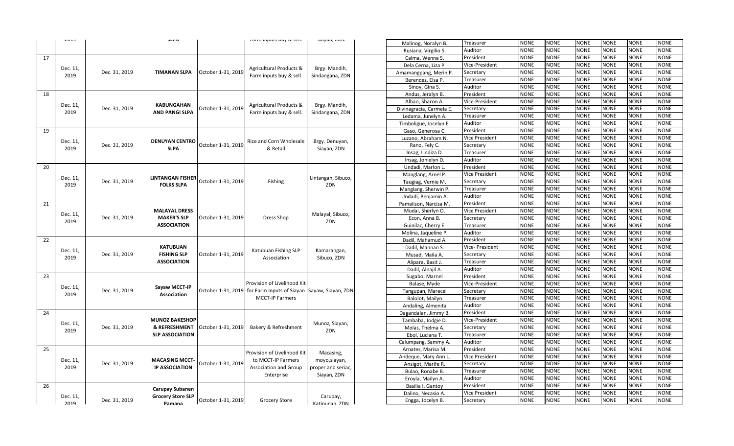| | | | | | | | | | | | | | | | |
|---|---|---|---|---|---|---|---|---|---|---|---|---|---|---|---|
| | 2019 | | SLPA | | Farm inputs buy & sell. | Siayan, ZDN | | Malinog, Noralyn B. | Treasurer | NONE | NONE | NONE | NONE | NONE | NONE |
| | | | | | | | | Rusiana, Virgilio S. | Auditor | NONE | NONE | NONE | NONE | NONE | NONE |
| 17 | Dec. 11, 2019 | Dec. 31, 2019 | TIMANAN SLPA | October 1-31, 2019 | Agricultural Products & Farm inputs buy & sell. | Brgy. Mandih, Sindangana, ZDN | | Calma, Wenna S. | President | NONE | NONE | NONE | NONE | NONE | NONE |
| | | | | | | | | Dela Cerna, Liza P. | Vice-President | NONE | NONE | NONE | NONE | NONE | NONE |
| | | | | | | | | Amamangpang, Merin P. | Secretary | NONE | NONE | NONE | NONE | NONE | NONE |
| | | | | | | | | Berendez, Elsa P. | Treasurer | NONE | NONE | NONE | NONE | NONE | NONE |
| | | | | | | | | Sinoy, Gina S. | Auditor | NONE | NONE | NONE | NONE | NONE | NONE |
| 18 | Dec. 11, 2019 | Dec. 31, 2019 | KABUNGAHAN AND PANGI SLPA | October 1-31, 2019 | Agricultural Products & Farm inputs buy & sell. | Brgy. Mandih, Sindangana, ZDN | | Andus, Jeralyn B. | President | NONE | NONE | NONE | NONE | NONE | NONE |
| | | | | | | | | Albao, Sharon A. | Vice-President | NONE | NONE | NONE | NONE | NONE | NONE |
| | | | | | | | | Divinagracia, Carmela E. | Secretary | NONE | NONE | NONE | NONE | NONE | NONE |
| | | | | | | | | Ledama, Junelyn A. | Treasurer | NONE | NONE | NONE | NONE | NONE | NONE |
| | | | | | | | | Timboligue, Jocelyn E. | Auditor | NONE | NONE | NONE | NONE | NONE | NONE |
| 19 | Dec. 11, 2019 | Dec. 31, 2019 | DENUYAN CENTRO SLPA | October 1-31, 2019 | Rice and Corn Wholesale & Retail | Brgy. Denuyan, Siayan, ZDN | | Gaso, Generosa C. | President | NONE | NONE | NONE | NONE | NONE | NONE |
| | | | | | | | | Luzano, Abraham N. | Vice President | NONE | NONE | NONE | NONE | NONE | NONE |
| | | | | | | | | Rano, Fely C. | Secretary | NONE | NONE | NONE | NONE | NONE | NONE |
| | | | | | | | | Insag, Lindiza D. | Treasurer | NONE | NONE | NONE | NONE | NONE | NONE |
| | | | | | | | | Insag, Jonielyn D. | Auditor | NONE | NONE | NONE | NONE | NONE | NONE |
| 20 | Dec. 11, 2019 | Dec. 31, 2019 | LINTANGAN FISHER FOLKS SLPA | October 1-31, 2019 | Fishing | Lintangan, Sibuco, ZDN | | Undadi, Marlon L. | President | NONE | NONE | NONE | NONE | NONE | NONE |
| | | | | | | | | Manglang, Arnel P. | Vice President | NONE | NONE | NONE | NONE | NONE | NONE |
| | | | | | | | | Taugiag, Vernie M. | Secretary | NONE | NONE | NONE | NONE | NONE | NONE |
| | | | | | | | | Manglang, Sherwin P. | Treasurer | NONE | NONE | NONE | NONE | NONE | NONE |
| | | | | | | | | Undadi, Benjamin A. | Auditor | NONE | NONE | NONE | NONE | NONE | NONE |
| 21 | Dec. 11, 2019 | Dec. 31, 2019 | MALAYAL DRESS MAKER'S SLP ASSOCIATION | October 1-31, 2019 | Dress Shop | Malayal, Sibuco, ZDN | | Pamalison, Narcisa M. | President | NONE | NONE | NONE | NONE | NONE | NONE |
| | | | | | | | | Mudai, Sherlyn O. | Vice President | NONE | NONE | NONE | NONE | NONE | NONE |
| | | | | | | | | Econ, Anna B. | Secretary | NONE | NONE | NONE | NONE | NONE | NONE |
| | | | | | | | | Guinilac, Cherry E. | Treasurer | NONE | NONE | NONE | NONE | NONE | NONE |
| | | | | | | | | Molina, Jaqueline P. | Auditor | NONE | NONE | NONE | NONE | NONE | NONE |
| 22 | Dec. 11, 2019 | Dec. 31, 2019 | KATUBUAN FISHING SLP ASSOCIATION | October 1-31, 2019 | Katubuan Fishing SLP Association | Kamarangan, Sibuco, ZDN | | Dadil, Mahamud A. | President | NONE | NONE | NONE | NONE | NONE | NONE |
| | | | | | | | | Dadil, Mannan S. | Vice- President | NONE | NONE | NONE | NONE | NONE | NONE |
| | | | | | | | | Musad, Maila A. | Secretary | NONE | NONE | NONE | NONE | NONE | NONE |
| | | | | | | | | Alipara, Basit J. | Treasurer | NONE | NONE | NONE | NONE | NONE | NONE |
| | | | | | | | | Dadil, Alnajil A. | Auditor | NONE | NONE | NONE | NONE | NONE | NONE |
| 23 | Dec. 11, 2019 | Dec. 31, 2019 | Sayaw MCCT-IP Association | October 1-31, 2019 | Provision of Livelihood Kit for Farm Inputs of Siayan MCCT-IP Farmers | Sayaw, Siayan, ZDN | | Sugabo, Marnel | President | NONE | NONE | NONE | NONE | NONE | NONE |
| | | | | | | | | Balase, Myde | Vice-President | NONE | NONE | NONE | NONE | NONE | NONE |
| | | | | | | | | Tangupan, Marecel | Secretary | NONE | NONE | NONE | NONE | NONE | NONE |
| | | | | | | | | Balolot, Mailyn | Treasurer | NONE | NONE | NONE | NONE | NONE | NONE |
| | | | | | | | | Andaling, Almenita | Auditor | NONE | NONE | NONE | NONE | NONE | NONE |
| 24 | Dec. 11, 2019 | Dec. 31, 2019 | MUNOZ BAKESHOP & REFRESHMENT SLP ASSOCIATION | October 1-31, 2019 | Bakery & Refreshment | Munoz, Siayan, ZDN | | Dagandalan, Jimmy B. | President | NONE | NONE | NONE | NONE | NONE | NONE |
| | | | | | | | | Tambaba, Jodgie D. | Vice-President | NONE | NONE | NONE | NONE | NONE | NONE |
| | | | | | | | | Molas, Thelma A. | Secretary | NONE | NONE | NONE | NONE | NONE | NONE |
| | | | | | | | | Ebol, Luciana T. | Treasurer | NONE | NONE | NONE | NONE | NONE | NONE |
| | | | | | | | | Calumpang, Sammy A. | Auditor | NONE | NONE | NONE | NONE | NONE | NONE |
| 25 | Dec. 11, 2019 | Dec. 31, 2019 | MACASING MCCT-IP ASSOCIATION | October 1-31, 2019 | Provision of Livelihood Kit to MCCT-IP Farmers Association and Group Enterprise | Macasing, moyo,siayan, proper and seriac, Siayan, ZDN | | Arnates, Marisa M. | President | NONE | NONE | NONE | NONE | NONE | NONE |
| | | | | | | | | Andeque, Mary Ann L. | Vice President | NONE | NONE | NONE | NONE | NONE | NONE |
| | | | | | | | | Ansigot, Marife R. | Secretary | NONE | NONE | NONE | NONE | NONE | NONE |
| | | | | | | | | Bulao, Ronabe B. | Treasurer | NONE | NONE | NONE | NONE | NONE | NONE |
| | | | | | | | | Eroyla, Mailyn A. | Auditor | NONE | NONE | NONE | NONE | NONE | NONE |
| 26 | Dec. 11, 2019 | Dec. 31, 2019 | Carupay Subanen Grocery Store SLP Pamana | October 1-31, 2019 | Grocery Store | Carupay, Katipunan, ZDN | | Basilia I. Gantoy | President | NONE | NONE | NONE | NONE | NONE | NONE |
| | | | | | | | | Dalino, Necasio A. | Vice President | NONE | NONE | NONE | NONE | NONE | NONE |
| | | | | | | | | Engga, Jocelyn B. | Secretary | NONE | NONE | NONE | NONE | NONE | NONE |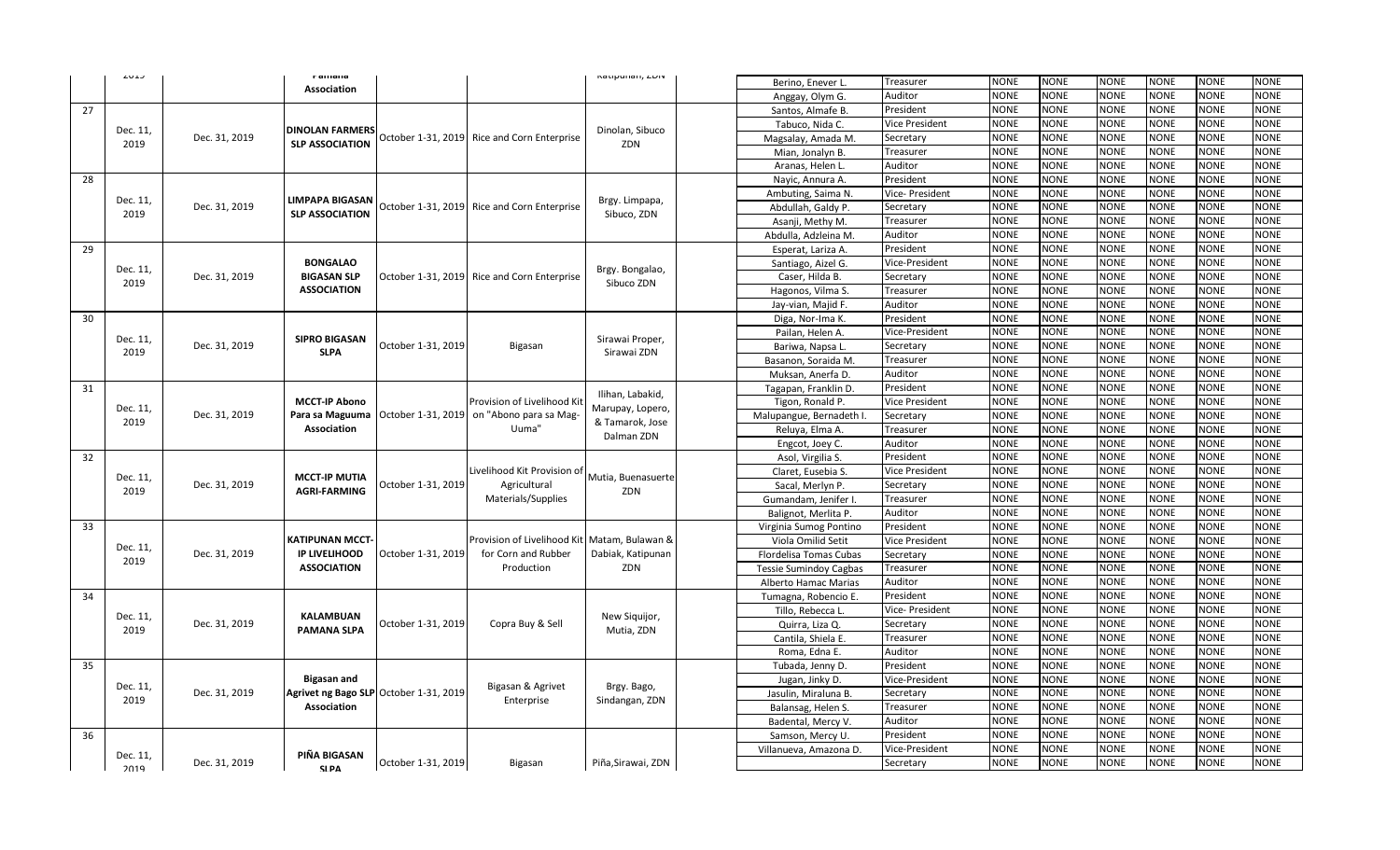| No. | Date | Date | Name of Association | Period | Project | Location | | Name | Position | | | | | | |
|---|---|---|---|---|---|---|---|---|---|---|---|---|---|---|---|
| | 2019 | | Pamana Association | | | Katipunan, ZDN | | Berino, Enever L. | Treasurer | NONE | NONE | NONE | NONE | NONE | NONE |
| | | | | | | | | Anggay, Olym G. | Auditor | NONE | NONE | NONE | NONE | NONE | NONE |
| 27 | Dec. 11, 2019 | Dec. 31, 2019 | DINOLAN FARMERS SLP ASSOCIATION | October 1-31, 2019 | Rice and Corn Enterprise | Dinolan, Sibuco ZDN | | Santos, Almafe B. | President | NONE | NONE | NONE | NONE | NONE | NONE |
| | | | | | | | | Tabuco, Nida C. | Vice President | NONE | NONE | NONE | NONE | NONE | NONE |
| | | | | | | | | Magsalay, Amada M. | Secretary | NONE | NONE | NONE | NONE | NONE | NONE |
| | | | | | | | | Mian, Jonalyn B. | Treasurer | NONE | NONE | NONE | NONE | NONE | NONE |
| | | | | | | | | Aranas, Helen L. | Auditor | NONE | NONE | NONE | NONE | NONE | NONE |
| 28 | Dec. 11, 2019 | Dec. 31, 2019 | LIMPAPA BIGASAN SLP ASSOCIATION | October 1-31, 2019 | Rice and Corn Enterprise | Brgy. Limpapa, Sibuco, ZDN | | Nayic, Annura A. | President | NONE | NONE | NONE | NONE | NONE | NONE |
| | | | | | | | | Ambuting, Saima N. | Vice- President | NONE | NONE | NONE | NONE | NONE | NONE |
| | | | | | | | | Abdullah, Galdy P. | Secretary | NONE | NONE | NONE | NONE | NONE | NONE |
| | | | | | | | | Asanji, Methy M. | Treasurer | NONE | NONE | NONE | NONE | NONE | NONE |
| | | | | | | | | Abdulla, Adzleina M. | Auditor | NONE | NONE | NONE | NONE | NONE | NONE |
| 29 | Dec. 11, 2019 | Dec. 31, 2019 | BONGALAO BIGASAN SLP ASSOCIATION | October 1-31, 2019 | Rice and Corn Enterprise | Brgy. Bongalao, Sibuco ZDN | | Esperat, Lariza A. | President | NONE | NONE | NONE | NONE | NONE | NONE |
| | | | | | | | | Santiago, Aizel G. | Vice-President | NONE | NONE | NONE | NONE | NONE | NONE |
| | | | | | | | | Caser, Hilda B. | Secretary | NONE | NONE | NONE | NONE | NONE | NONE |
| | | | | | | | | Hagonos, Vilma S. | Treasurer | NONE | NONE | NONE | NONE | NONE | NONE |
| | | | | | | | | Jay-vian, Majid F. | Auditor | NONE | NONE | NONE | NONE | NONE | NONE |
| 30 | Dec. 11, 2019 | Dec. 31, 2019 | SIPRO BIGASAN SLPA | October 1-31, 2019 | Bigasan | Sirawai Proper, Sirawai ZDN | | Diga, Nor-Ima K. | President | NONE | NONE | NONE | NONE | NONE | NONE |
| | | | | | | | | Pailan, Helen A. | Vice-President | NONE | NONE | NONE | NONE | NONE | NONE |
| | | | | | | | | Bariwa, Napsa L. | Secretary | NONE | NONE | NONE | NONE | NONE | NONE |
| | | | | | | | | Basanon, Soraida M. | Treasurer | NONE | NONE | NONE | NONE | NONE | NONE |
| | | | | | | | | Muksan, Anerfa D. | Auditor | NONE | NONE | NONE | NONE | NONE | NONE |
| 31 | Dec. 11, 2019 | Dec. 31, 2019 | MCCT-IP Abono Para sa Maguuma Association | October 1-31, 2019 | Provision of Livelihood Kit on "Abono para sa Mag-Uuma" | Ilihan, Labakid, Marupay, Lopero, & Tamarok, Jose Dalman ZDN | | Tagapan, Franklin D. | President | NONE | NONE | NONE | NONE | NONE | NONE |
| | | | | | | | | Tigon, Ronald P. | Vice President | NONE | NONE | NONE | NONE | NONE | NONE |
| | | | | | | | | Malupangue, Bernadeth I. | Secretary | NONE | NONE | NONE | NONE | NONE | NONE |
| | | | | | | | | Reluya, Elma A. | Treasurer | NONE | NONE | NONE | NONE | NONE | NONE |
| | | | | | | | | Engcot, Joey C. | Auditor | NONE | NONE | NONE | NONE | NONE | NONE |
| 32 | Dec. 11, 2019 | Dec. 31, 2019 | MCCT-IP MUTIA AGRI-FARMING | October 1-31, 2019 | Livelihood Kit Provision of Agricultural Materials/Supplies | Mutia, Buenasuerte ZDN | | Asol, Virgilia S. | President | NONE | NONE | NONE | NONE | NONE | NONE |
| | | | | | | | | Claret, Eusebia S. | Vice President | NONE | NONE | NONE | NONE | NONE | NONE |
| | | | | | | | | Sacal, Merlyn P. | Secretary | NONE | NONE | NONE | NONE | NONE | NONE |
| | | | | | | | | Gumandam, Jenifer I. | Treasurer | NONE | NONE | NONE | NONE | NONE | NONE |
| | | | | | | | | Balignot, Merlita P. | Auditor | NONE | NONE | NONE | NONE | NONE | NONE |
| 33 | Dec. 11, 2019 | Dec. 31, 2019 | KATIPUNAN MCCT-IP LIVELIHOOD ASSOCIATION | October 1-31, 2019 | Provision of Livelihood Kit for Corn and Rubber Production | Matam, Bulawan & Dabiak, Katipunan ZDN | | Virginia Sumog Pontino | President | NONE | NONE | NONE | NONE | NONE | NONE |
| | | | | | | | | Viola Omilid Setit | Vice President | NONE | NONE | NONE | NONE | NONE | NONE |
| | | | | | | | | Flordelisa Tomas Cubas | Secretary | NONE | NONE | NONE | NONE | NONE | NONE |
| | | | | | | | | Tessie Sumindoy Cagbas | Treasurer | NONE | NONE | NONE | NONE | NONE | NONE |
| | | | | | | | | Alberto Hamac Marias | Auditor | NONE | NONE | NONE | NONE | NONE | NONE |
| 34 | Dec. 11, 2019 | Dec. 31, 2019 | KALAMBUAN PAMANA SLPA | October 1-31, 2019 | Copra Buy & Sell | New Siquijor, Mutia, ZDN | | Tumagna, Robencio E. | President | NONE | NONE | NONE | NONE | NONE | NONE |
| | | | | | | | | Tillo, Rebecca L. | Vice- President | NONE | NONE | NONE | NONE | NONE | NONE |
| | | | | | | | | Quirra, Liza Q. | Secretary | NONE | NONE | NONE | NONE | NONE | NONE |
| | | | | | | | | Cantila, Shiela E. | Treasurer | NONE | NONE | NONE | NONE | NONE | NONE |
| | | | | | | | | Roma, Edna E. | Auditor | NONE | NONE | NONE | NONE | NONE | NONE |
| 35 | Dec. 11, 2019 | Dec. 31, 2019 | Bigasan and Agrivet ng Bago SLP Association | October 1-31, 2019 | Bigasan & Agrivet Enterprise | Brgy. Bago, Sindangan, ZDN | | Tubada, Jenny D. | President | NONE | NONE | NONE | NONE | NONE | NONE |
| | | | | | | | | Jugan, Jinky D. | Vice-President | NONE | NONE | NONE | NONE | NONE | NONE |
| | | | | | | | | Jasulin, Miraluna B. | Secretary | NONE | NONE | NONE | NONE | NONE | NONE |
| | | | | | | | | Balansag, Helen S. | Treasurer | NONE | NONE | NONE | NONE | NONE | NONE |
| | | | | | | | | Badental, Mercy V. | Auditor | NONE | NONE | NONE | NONE | NONE | NONE |
| 36 | Dec. 11, 2019 | Dec. 31, 2019 | PIÑA BIGASAN SLPA | October 1-31, 2019 | Bigasan | Piña,Sirawai, ZDN | | Samson, Mercy U. | President | NONE | NONE | NONE | NONE | NONE | NONE |
| | | | | | | | | Villanueva, Amazona D. | Vice-President | NONE | NONE | NONE | NONE | NONE | NONE |
| | | | | | | | | | Secretary | NONE | NONE | NONE | NONE | NONE | NONE |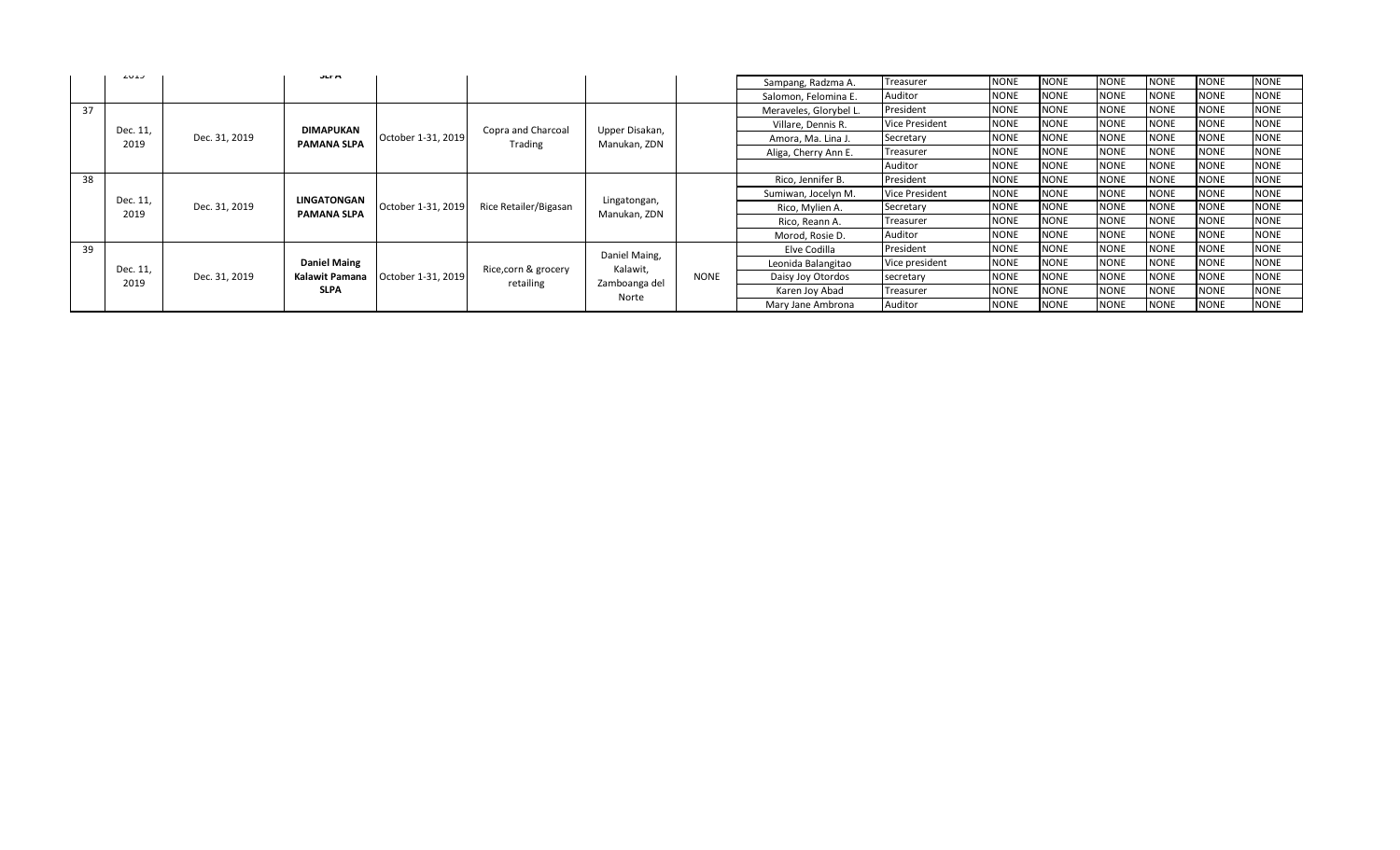| | | | | | | | | | | | | | | | | |
|---|---|---|---|---|---|---|---|---|---|---|---|---|---|---|---|---|
| | 2019 | | SLPA | | | | | Sampang, Radzma A. | Treasurer | NONE | NONE | NONE | NONE | NONE | NONE |
| | | | | | | | | Salomon, Felomina E. | Auditor | NONE | NONE | NONE | NONE | NONE | NONE |
| 37 | Dec. 11, 2019 | Dec. 31, 2019 | **DIMAPUKAN PAMANA SLPA** | October 1-31, 2019 | Copra and Charcoal Trading | Upper Disakan, Manukan, ZDN | | Meraveles, Glorybel L. | President | NONE | NONE | NONE | NONE | NONE | NONE |
| | | | | | | | | Villare, Dennis R. | Vice President | NONE | NONE | NONE | NONE | NONE | NONE |
| | | | | | | | | Amora, Ma. Lina J. | Secretary | NONE | NONE | NONE | NONE | NONE | NONE |
| | | | | | | | | Aliga, Cherry Ann E. | Treasurer | NONE | NONE | NONE | NONE | NONE | NONE |
| | | | | | | | | | Auditor | NONE | NONE | NONE | NONE | NONE | NONE |
| 38 | Dec. 11, 2019 | Dec. 31, 2019 | **LINGATONGAN PAMANA SLPA** | October 1-31, 2019 | Rice Retailer/Bigasan | Lingatongan, Manukan, ZDN | | Rico, Jennifer B. | President | NONE | NONE | NONE | NONE | NONE | NONE |
| | | | | | | | | Sumiwan, Jocelyn M. | Vice President | NONE | NONE | NONE | NONE | NONE | NONE |
| | | | | | | | | Rico, Mylien A. | Secretary | NONE | NONE | NONE | NONE | NONE | NONE |
| | | | | | | | | Rico, Reann A. | Treasurer | NONE | NONE | NONE | NONE | NONE | NONE |
| | | | | | | | | Morod, Rosie D. | Auditor | NONE | NONE | NONE | NONE | NONE | NONE |
| 39 | Dec. 11, 2019 | Dec. 31, 2019 | **Daniel Maing Kalawit Pamana SLPA** | October 1-31, 2019 | Rice,corn & grocery retailing | Daniel Maing, Kalawit, Zamboanga del Norte | NONE | Elve Codilla | President | NONE | NONE | NONE | NONE | NONE | NONE |
| | | | | | | | | Leonida Balangitao | Vice president | NONE | NONE | NONE | NONE | NONE | NONE |
| | | | | | | | | Daisy Joy Otordos | secretary | NONE | NONE | NONE | NONE | NONE | NONE |
| | | | | | | | | Karen Joy Abad | Treasurer | NONE | NONE | NONE | NONE | NONE | NONE |
| | | | | | | | | Mary Jane Ambrona | Auditor | NONE | NONE | NONE | NONE | NONE | NONE |